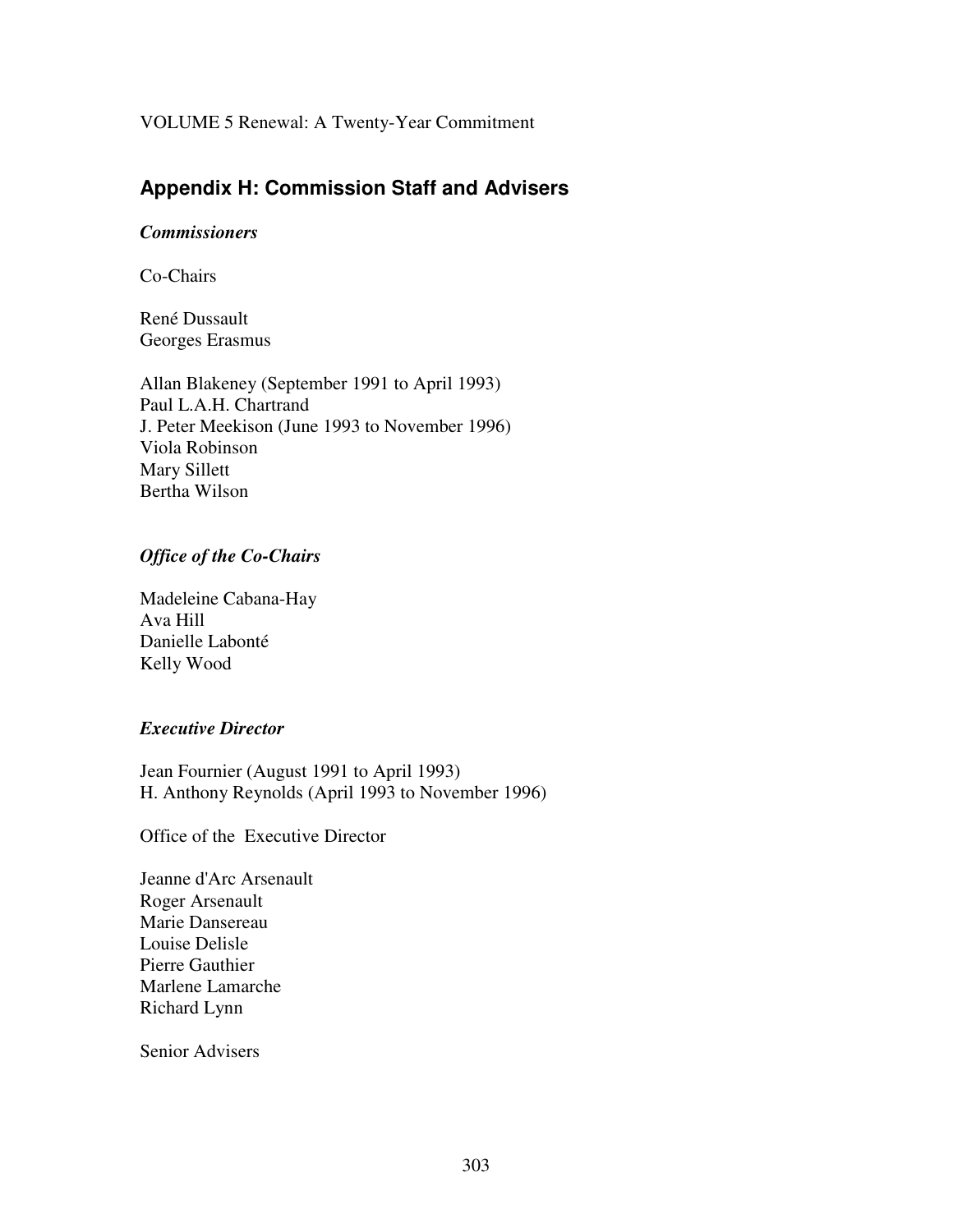VOLUME 5 Renewal: A Twenty-Year Commitment

## Appendix H: Commission Staff and Advisers

### *Commissioners*

Co-Chairs

René Dussault
Georges Erasmus

Allan Blakeney (September 1991 to April 1993)
Paul L.A.H. Chartrand
J. Peter Meekison (June 1993 to November 1996)
Viola Robinson
Mary Sillett
Bertha Wilson

### *Office of the Co-Chairs*

Madeleine Cabana-Hay
Ava Hill
Danielle Labonté
Kelly Wood

### *Executive Director*

Jean Fournier (August 1991 to April 1993)
H. Anthony Reynolds (April 1993 to November 1996)

Office of the Executive Director

Jeanne d'Arc Arsenault
Roger Arsenault
Marie Dansereau
Louise Delisle
Pierre Gauthier
Marlene Lamarche
Richard Lynn

Senior Advisers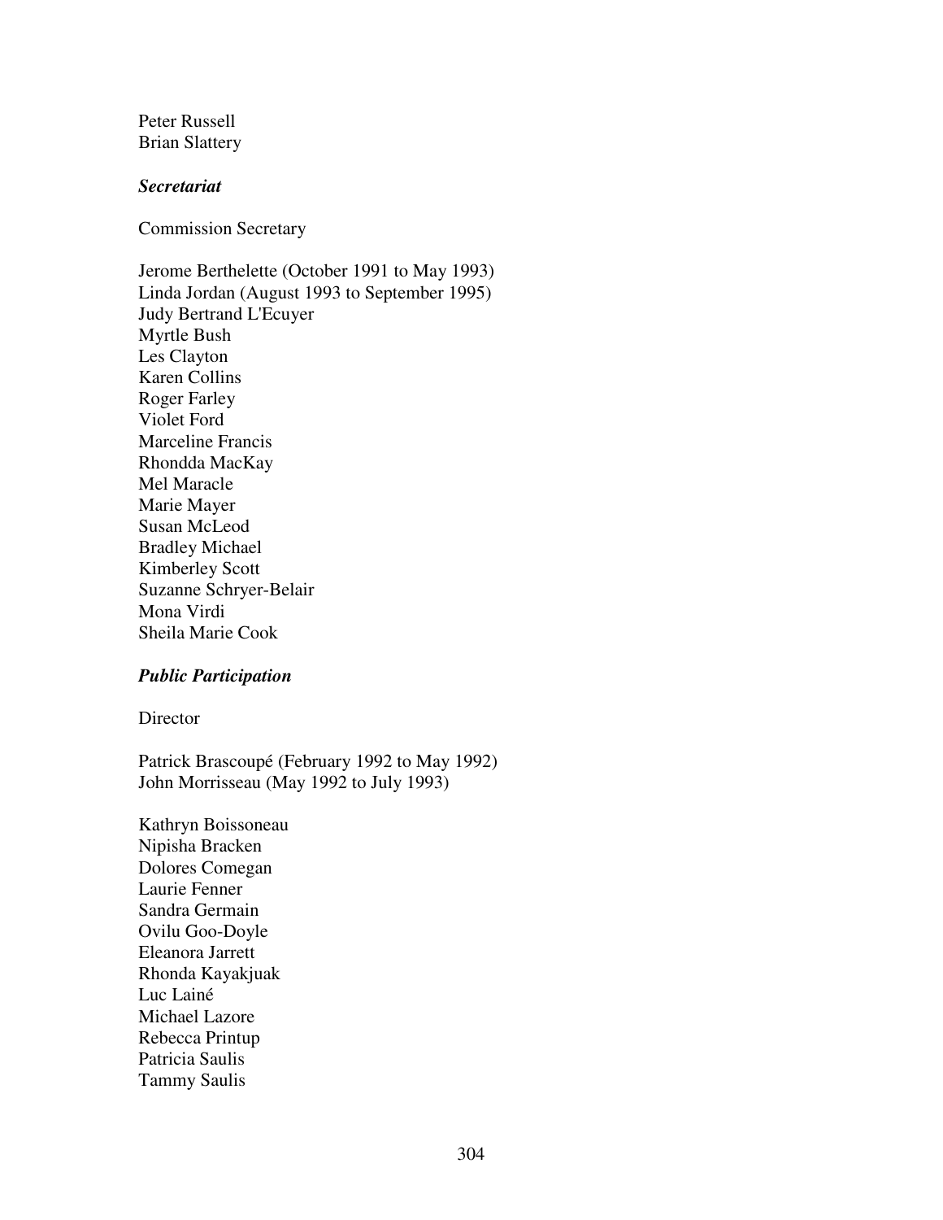Peter Russell
Brian Slattery

***Secretariat***

Commission Secretary

Jerome Berthelette (October 1991 to May 1993)
Linda Jordan (August 1993 to September 1995)
Judy Bertrand L'Ecuyer
Myrtle Bush
Les Clayton
Karen Collins
Roger Farley
Violet Ford
Marceline Francis
Rhondda MacKay
Mel Maracle
Marie Mayer
Susan McLeod
Bradley Michael
Kimberley Scott
Suzanne Schryer-Belair
Mona Virdi
Sheila Marie Cook

***Public Participation***

Director

Patrick Brascoupé (February 1992 to May 1992)
John Morrisseau (May 1992 to July 1993)

Kathryn Boissoneau
Nipisha Bracken
Dolores Comegan
Laurie Fenner
Sandra Germain
Ovilu Goo-Doyle
Eleanora Jarrett
Rhonda Kayakjuak
Luc Lainé
Michael Lazore
Rebecca Printup
Patricia Saulis
Tammy Saulis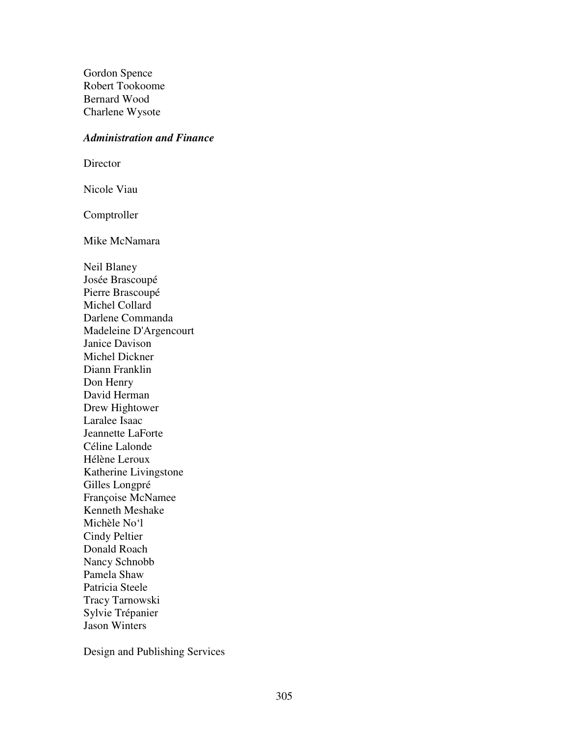Gordon Spence
Robert Tookoome
Bernard Wood
Charlene Wysote

***Administration and Finance***

Director

Nicole Viau

Comptroller

Mike McNamara

Neil Blaney
Josée Brascoupé
Pierre Brascoupé
Michel Collard
Darlene Commanda
Madeleine D'Argencourt
Janice Davison
Michel Dickner
Diann Franklin
Don Henry
David Herman
Drew Hightower
Laralee Isaac
Jeannette LaForte
Céline Lalonde
Hélène Leroux
Katherine Livingstone
Gilles Longpré
Françoise McNamee
Kenneth Meshake
Michèle No'l
Cindy Peltier
Donald Roach
Nancy Schnobb
Pamela Shaw
Patricia Steele
Tracy Tarnowski
Sylvie Trépanier
Jason Winters

Design and Publishing Services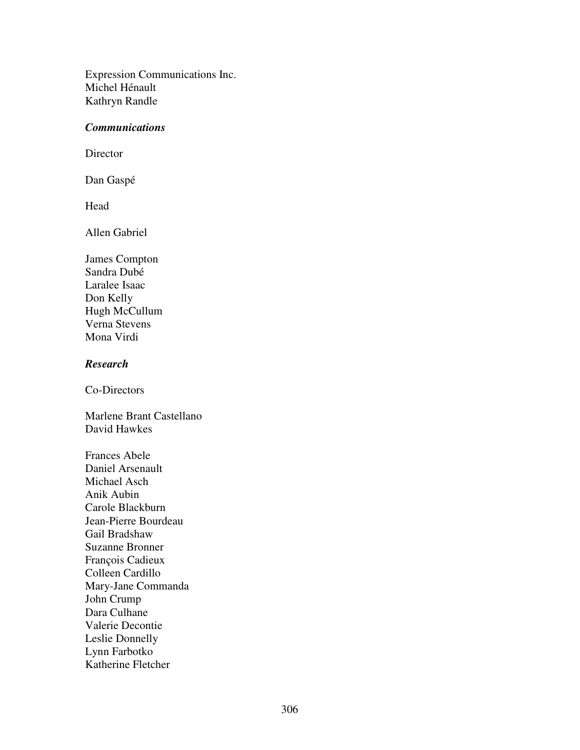Expression Communications Inc.
Michel Hénault
Kathryn Randle

***Communications***

Director

Dan Gaspé

Head

Allen Gabriel

James Compton
Sandra Dubé
Laralee Isaac
Don Kelly
Hugh McCullum
Verna Stevens
Mona Virdi

***Research***

Co-Directors

Marlene Brant Castellano
David Hawkes

Frances Abele
Daniel Arsenault
Michael Asch
Anik Aubin
Carole Blackburn
Jean-Pierre Bourdeau
Gail Bradshaw
Suzanne Bronner
François Cadieux
Colleen Cardillo
Mary-Jane Commanda
John Crump
Dara Culhane
Valerie Decontie
Leslie Donnelly
Lynn Farbotko
Katherine Fletcher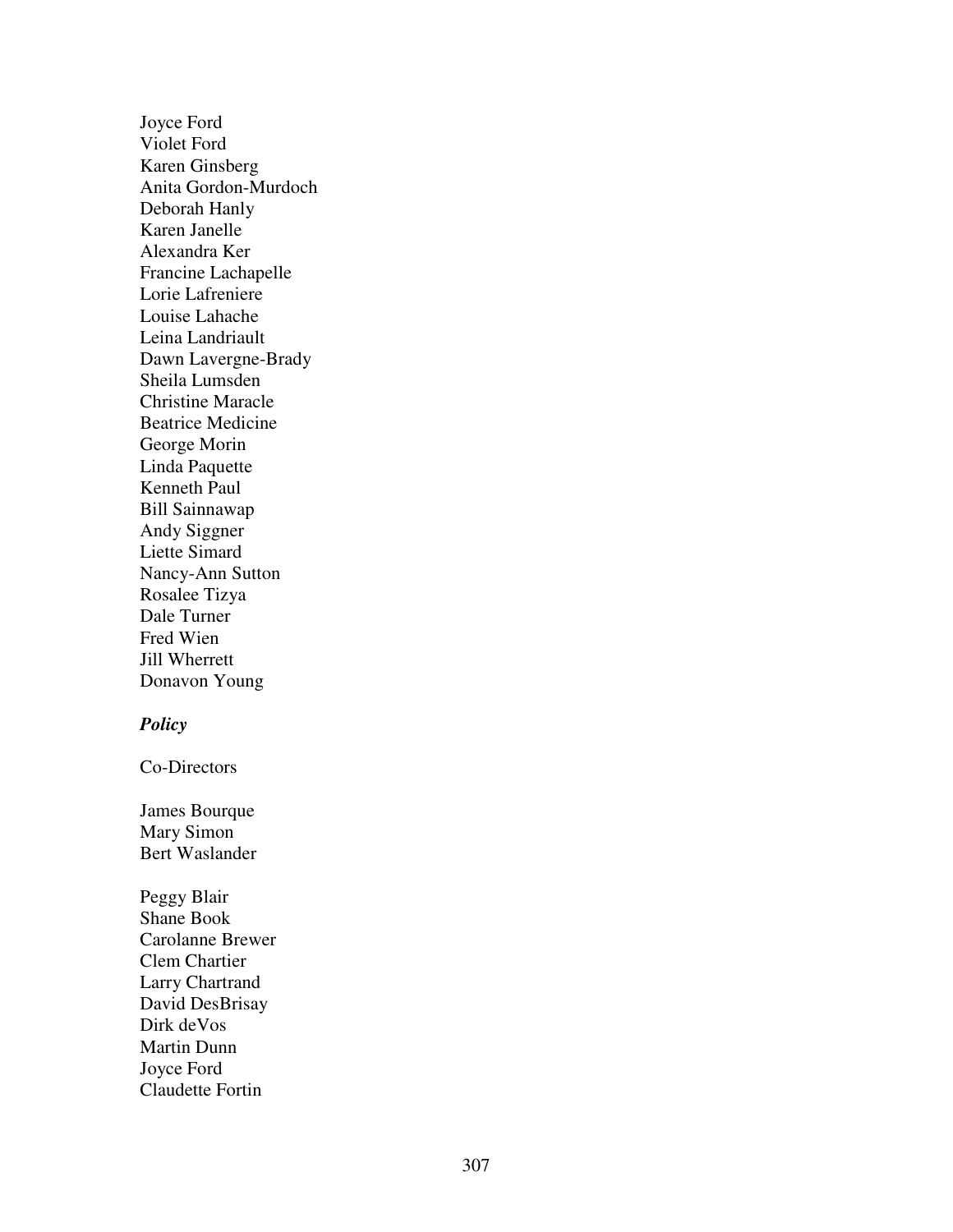Joyce Ford  
Violet Ford  
Karen Ginsberg  
Anita Gordon-Murdoch  
Deborah Hanly  
Karen Janelle  
Alexandra Ker  
Francine Lachapelle  
Lorie Lafreniere  
Louise Lahache  
Leina Landriault  
Dawn Lavergne-Brady  
Sheila Lumsden  
Christine Maracle  
Beatrice Medicine  
George Morin  
Linda Paquette  
Kenneth Paul  
Bill Sainnawap  
Andy Siggner  
Liette Simard  
Nancy-Ann Sutton  
Rosalee Tizya  
Dale Turner  
Fred Wien  
Jill Wherrett  
Donavon Young

***Policy***

Co-Directors

James Bourque  
Mary Simon  
Bert Waslander

Peggy Blair  
Shane Book  
Carolanne Brewer  
Clem Chartier  
Larry Chartrand  
David DesBrisay  
Dirk deVos  
Martin Dunn  
Joyce Ford  
Claudette Fortin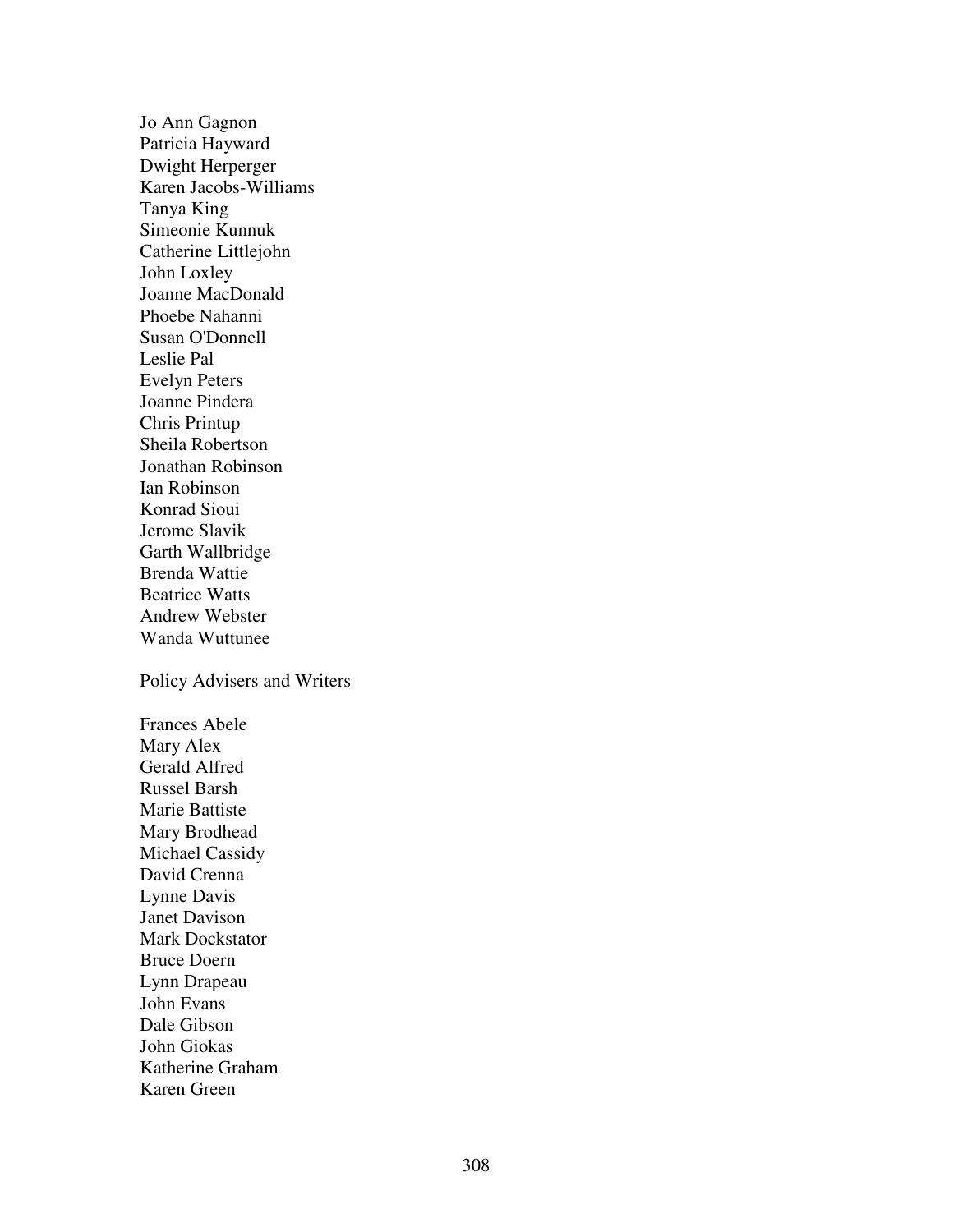Jo Ann Gagnon
Patricia Hayward
Dwight Herperger
Karen Jacobs-Williams
Tanya King
Simeonie Kunnuk
Catherine Littlejohn
John Loxley
Joanne MacDonald
Phoebe Nahanni
Susan O'Donnell
Leslie Pal
Evelyn Peters
Joanne Pindera
Chris Printup
Sheila Robertson
Jonathan Robinson
Ian Robinson
Konrad Sioui
Jerome Slavik
Garth Wallbridge
Brenda Wattie
Beatrice Watts
Andrew Webster
Wanda Wuttunee

Policy Advisers and Writers

Frances Abele
Mary Alex
Gerald Alfred
Russel Barsh
Marie Battiste
Mary Brodhead
Michael Cassidy
David Crenna
Lynne Davis
Janet Davison
Mark Dockstator
Bruce Doern
Lynn Drapeau
John Evans
Dale Gibson
John Giokas
Katherine Graham
Karen Green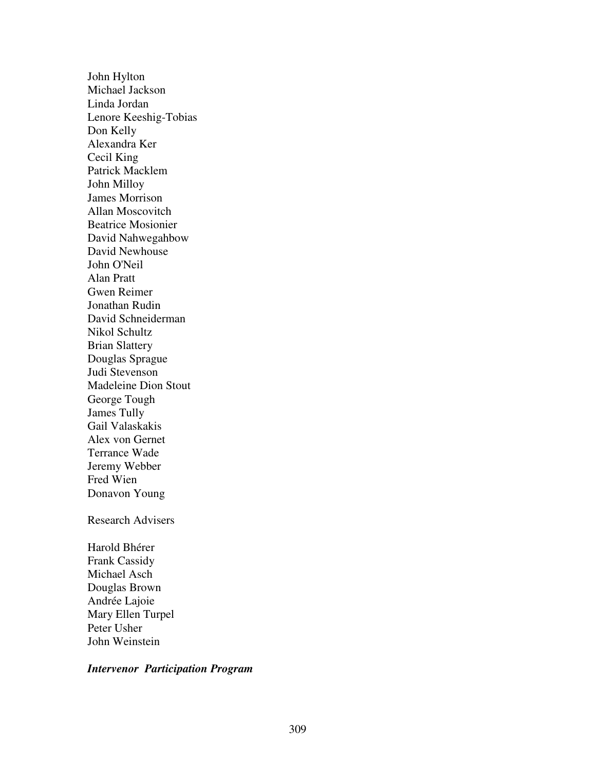John Hylton
Michael Jackson
Linda Jordan
Lenore Keeshig-Tobias
Don Kelly
Alexandra Ker
Cecil King
Patrick Macklem
John Milloy
James Morrison
Allan Moscovitch
Beatrice Mosionier
David Nahwegahbow
David Newhouse
John O'Neil
Alan Pratt
Gwen Reimer
Jonathan Rudin
David Schneiderman
Nikol Schultz
Brian Slattery
Douglas Sprague
Judi Stevenson
Madeleine Dion Stout
George Tough
James Tully
Gail Valaskakis
Alex von Gernet
Terrance Wade
Jeremy Webber
Fred Wien
Donavon Young

Research Advisers

Harold Bhérer
Frank Cassidy
Michael Asch
Douglas Brown
Andrée Lajoie
Mary Ellen Turpel
Peter Usher
John Weinstein

***Intervenor Participation Program***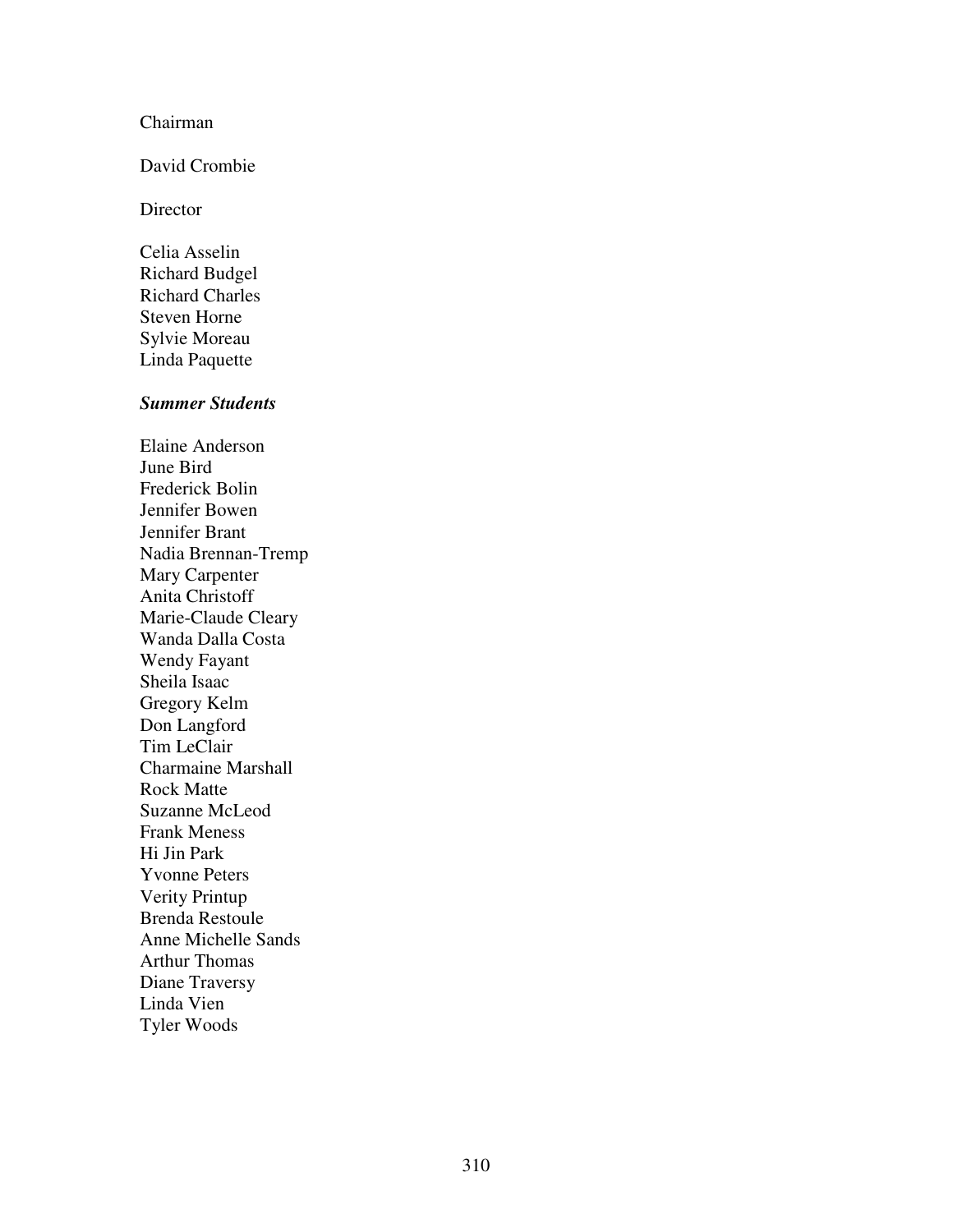Chairman

David Crombie

Director

Celia Asselin
Richard Budgel
Richard Charles
Steven Horne
Sylvie Moreau
Linda Paquette

***Summer Students***

Elaine Anderson
June Bird
Frederick Bolin
Jennifer Bowen
Jennifer Brant
Nadia Brennan-Tremp
Mary Carpenter
Anita Christoff
Marie-Claude Cleary
Wanda Dalla Costa
Wendy Fayant
Sheila Isaac
Gregory Kelm
Don Langford
Tim LeClair
Charmaine Marshall
Rock Matte
Suzanne McLeod
Frank Meness
Hi Jin Park
Yvonne Peters
Verity Printup
Brenda Restoule
Anne Michelle Sands
Arthur Thomas
Diane Traversy
Linda Vien
Tyler Woods